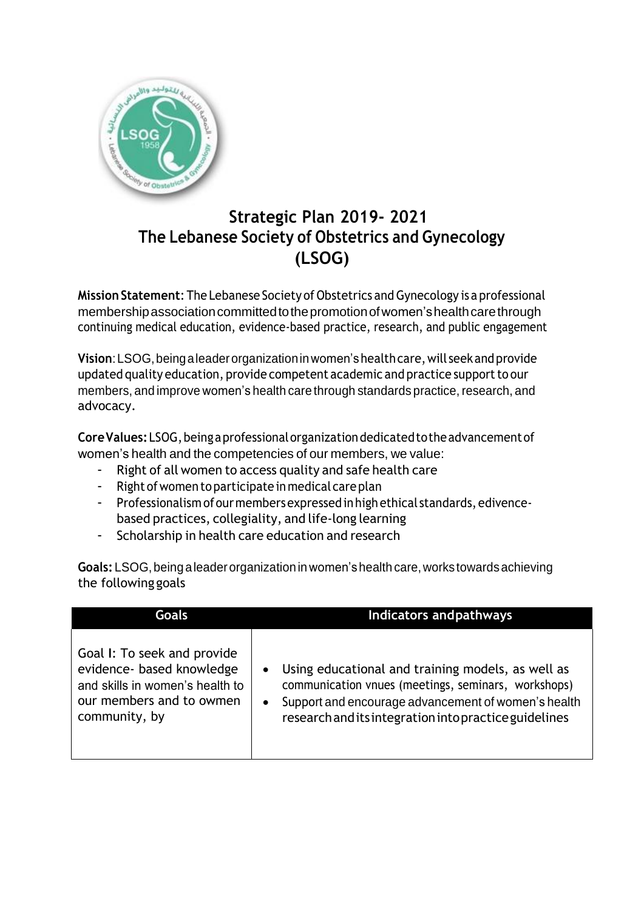# Strategic Plan 2019- 2021
# The Lebanese Society of Obstetrics and Gynecology (LSOG)

**Mission Statement**: The Lebanese Society of Obstetrics and Gynecology is a professional membership association committed to the promotion of women's health care through continuing medical education, evidence-based practice, research, and public engagement

**Vision**: LSOG, being a leader organization in women's health care, will seek and provide updated quality education, provide competent academic and practice support to our members, and improve women's health care through standards practice, research, and advocacy.

**Core Values:** LSOG, being a professional organization dedicated to the advancement of women's health and the competencies of our members, we value:

- Right of all women to access quality and safe health care
- Right of women to participate in medical care plan
- Professionalism of our members expressed in high ethical standards, edivence-based practices, collegiality, and life-long learning
- Scholarship in health care education and research

**Goals:** LSOG, being a leader organization in women's health care, works towards achieving the following goals

| Goals | Indicators andpathways |
|---|---|
| Goal I: To seek and provide evidence- based knowledge and skills in women's health to our members and to owmen community, by | • Using educational and training models, as well as communication vnues (meetings, seminars, workshops)<br>• Support and encourage advancement of women's health research and its integration into practice guidelines |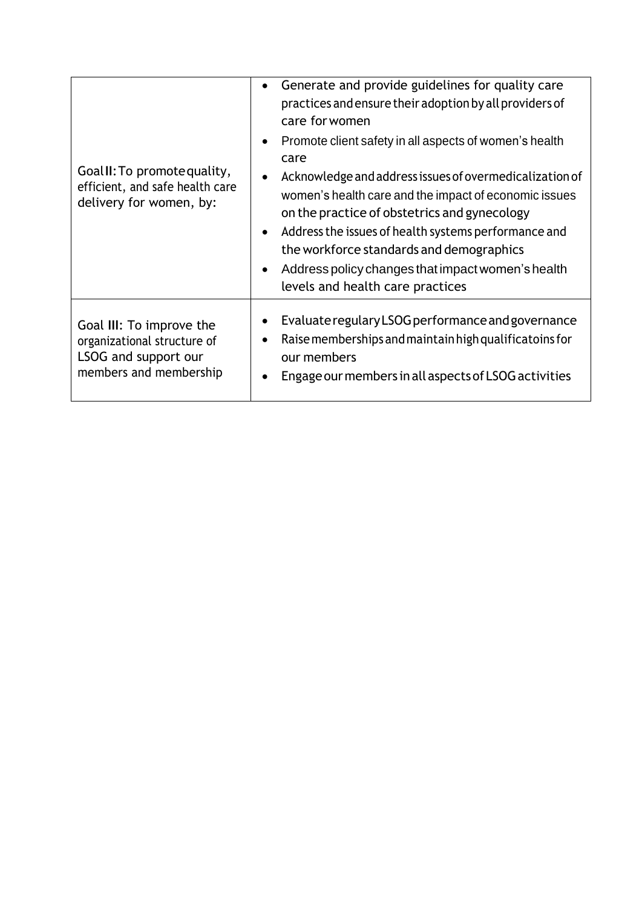| | |
|---|---|
| Goal II: To promote quality, efficient, and safe health care delivery for women, by: | • Generate and provide guidelines for quality care practices and ensure their adoption by all providers of care for women<br>• Promote client safety in all aspects of women's health care<br>• Acknowledge and address issues of overmedicalization of women's health care and the impact of economic issues on the practice of obstetrics and gynecology<br>• Address the issues of health systems performance and the workforce standards and demographics<br>• Address policy changes that impact women's health levels and health care practices |
| Goal III: To improve the organizational structure of LSOG and support our members and membership | • Evaluate regulary LSOG performance and governance<br>• Raise memberships and maintain high qualificatoins for our members<br>• Engage our members in all aspects of LSOG activities |